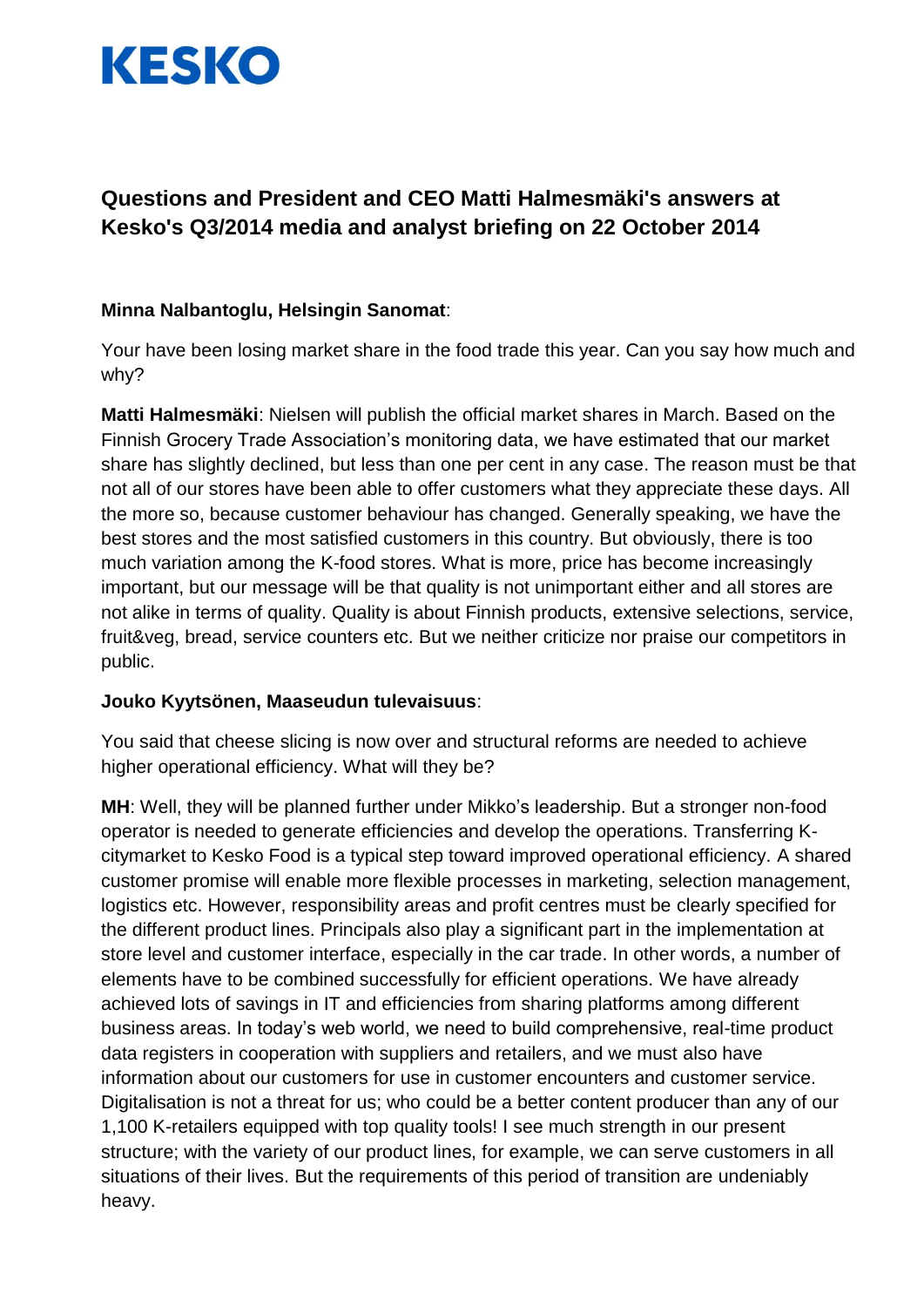# KESKO

## Questions and President and CEO Matti Halmesmäki's answers at Kesko's Q3/2014 media and analyst briefing on 22 October 2014

**Minna Nalbantoglu, Helsingin Sanomat**:

Your have been losing market share in the food trade this year. Can you say how much and why?

**Matti Halmesmäki**: Nielsen will publish the official market shares in March. Based on the Finnish Grocery Trade Association's monitoring data, we have estimated that our market share has slightly declined, but less than one per cent in any case. The reason must be that not all of our stores have been able to offer customers what they appreciate these days. All the more so, because customer behaviour has changed. Generally speaking, we have the best stores and the most satisfied customers in this country. But obviously, there is too much variation among the K-food stores. What is more, price has become increasingly important, but our message will be that quality is not unimportant either and all stores are not alike in terms of quality. Quality is about Finnish products, extensive selections, service, fruit&veg, bread, service counters etc. But we neither criticize nor praise our competitors in public.

**Jouko Kyytsönen, Maaseudun tulevaisuus**:

You said that cheese slicing is now over and structural reforms are needed to achieve higher operational efficiency. What will they be?

**MH**: Well, they will be planned further under Mikko's leadership. But a stronger non-food operator is needed to generate efficiencies and develop the operations. Transferring K-citymarket to Kesko Food is a typical step toward improved operational efficiency. A shared customer promise will enable more flexible processes in marketing, selection management, logistics etc. However, responsibility areas and profit centres must be clearly specified for the different product lines. Principals also play a significant part in the implementation at store level and customer interface, especially in the car trade. In other words, a number of elements have to be combined successfully for efficient operations. We have already achieved lots of savings in IT and efficiencies from sharing platforms among different business areas. In today's web world, we need to build comprehensive, real-time product data registers in cooperation with suppliers and retailers, and we must also have information about our customers for use in customer encounters and customer service. Digitalisation is not a threat for us; who could be a better content producer than any of our 1,100 K-retailers equipped with top quality tools! I see much strength in our present structure; with the variety of our product lines, for example, we can serve customers in all situations of their lives. But the requirements of this period of transition are undeniably heavy.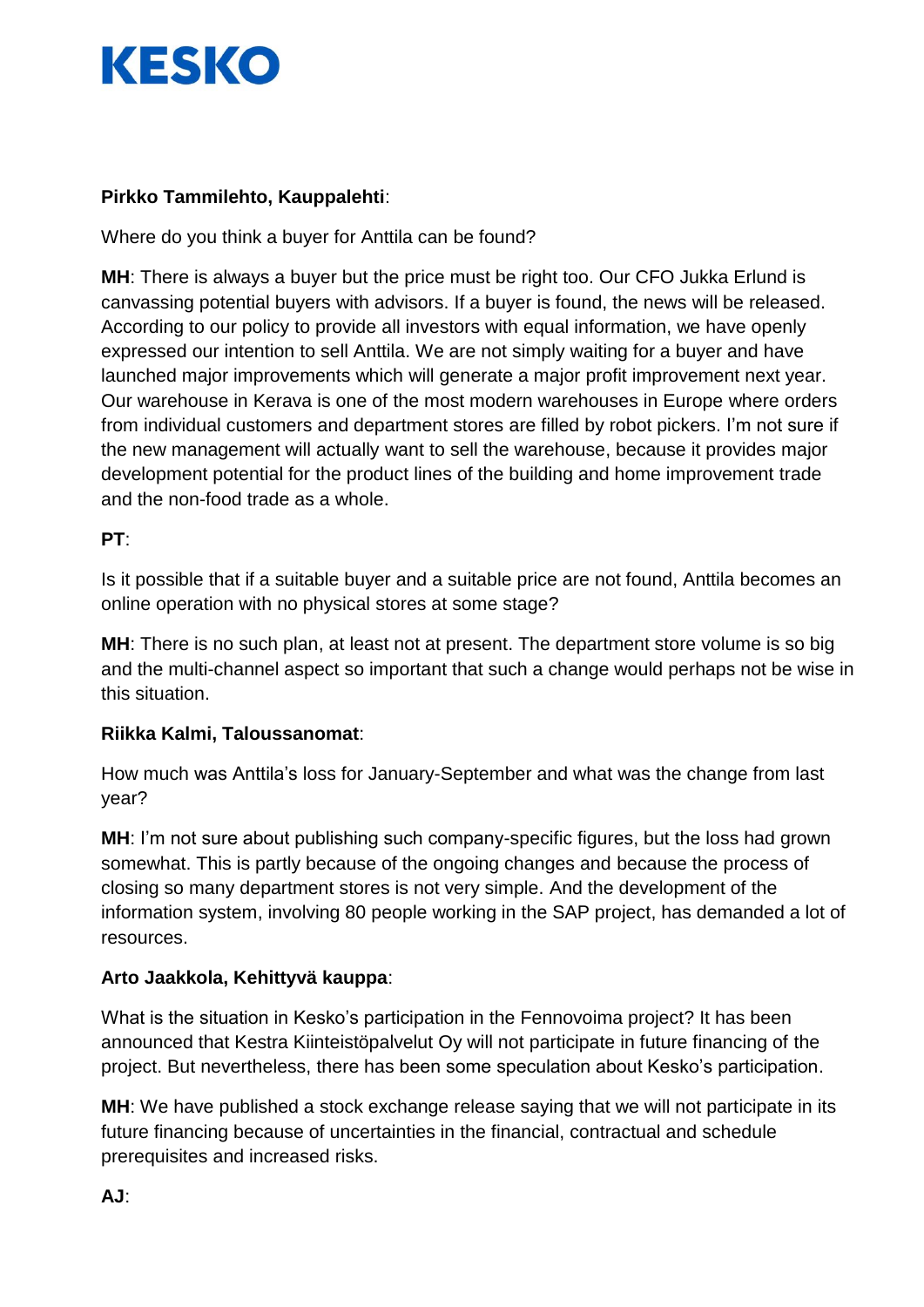**Pirkko Tammilehto, Kauppalehti**:

Where do you think a buyer for Anttila can be found?

**MH**: There is always a buyer but the price must be right too. Our CFO Jukka Erlund is canvassing potential buyers with advisors. If a buyer is found, the news will be released. According to our policy to provide all investors with equal information, we have openly expressed our intention to sell Anttila. We are not simply waiting for a buyer and have launched major improvements which will generate a major profit improvement next year. Our warehouse in Kerava is one of the most modern warehouses in Europe where orders from individual customers and department stores are filled by robot pickers. I'm not sure if the new management will actually want to sell the warehouse, because it provides major development potential for the product lines of the building and home improvement trade and the non-food trade as a whole.

**PT**:

Is it possible that if a suitable buyer and a suitable price are not found, Anttila becomes an online operation with no physical stores at some stage?

**MH**: There is no such plan, at least not at present. The department store volume is so big and the multi-channel aspect so important that such a change would perhaps not be wise in this situation.

**Riikka Kalmi, Taloussanomat**:

How much was Anttila's loss for January-September and what was the change from last year?

**MH**: I'm not sure about publishing such company-specific figures, but the loss had grown somewhat. This is partly because of the ongoing changes and because the process of closing so many department stores is not very simple. And the development of the information system, involving 80 people working in the SAP project, has demanded a lot of resources.

**Arto Jaakkola, Kehittyvä kauppa**:

What is the situation in Kesko's participation in the Fennovoima project? It has been announced that Kestra Kiinteistöpalvelut Oy will not participate in future financing of the project. But nevertheless, there has been some speculation about Kesko's participation.

**MH**: We have published a stock exchange release saying that we will not participate in its future financing because of uncertainties in the financial, contractual and schedule prerequisites and increased risks.

**AJ**: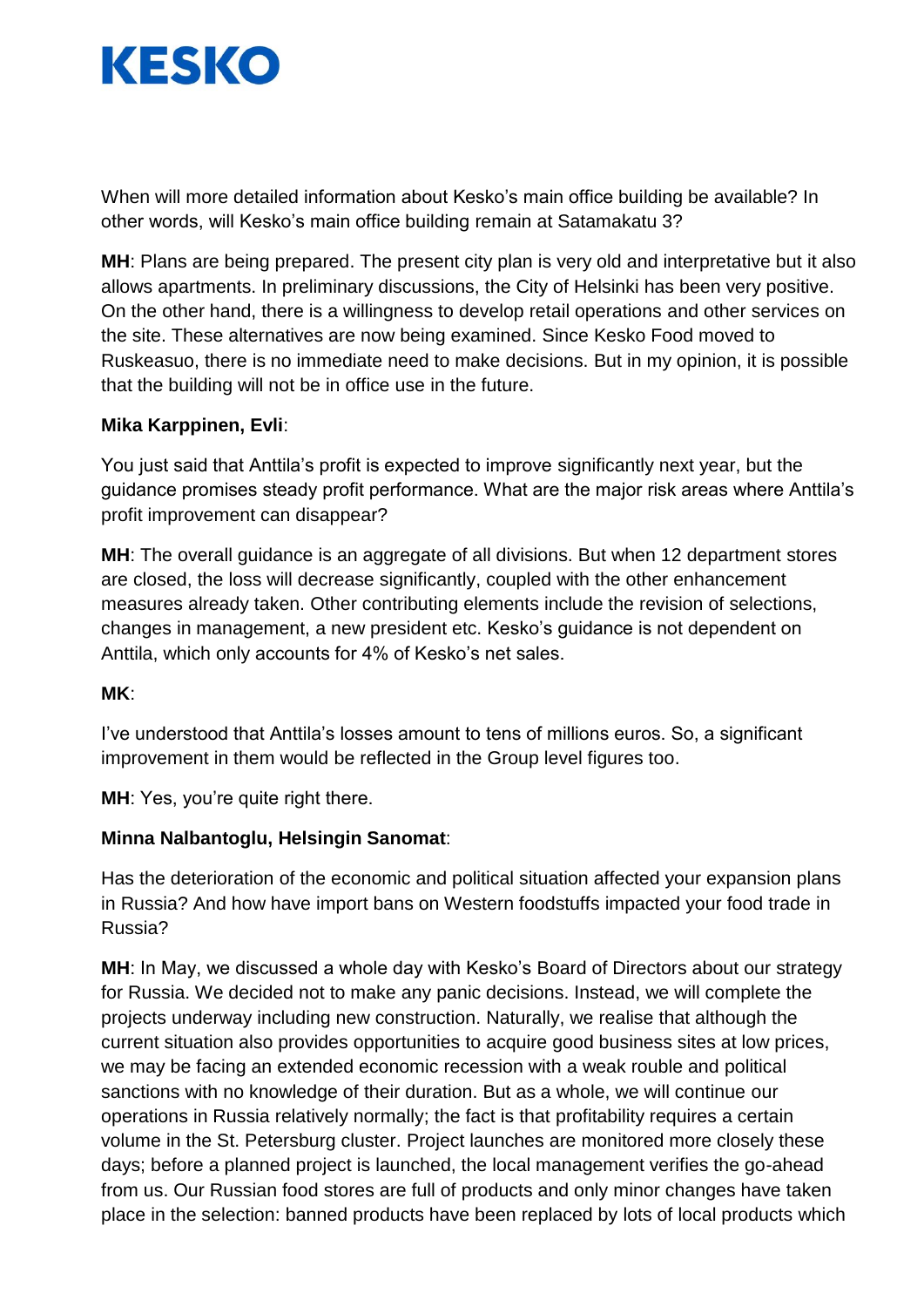When will more detailed information about Kesko's main office building be available? In other words, will Kesko's main office building remain at Satamakatu 3?

**MH**: Plans are being prepared. The present city plan is very old and interpretative but it also allows apartments. In preliminary discussions, the City of Helsinki has been very positive. On the other hand, there is a willingness to develop retail operations and other services on the site. These alternatives are now being examined. Since Kesko Food moved to Ruskeasuo, there is no immediate need to make decisions. But in my opinion, it is possible that the building will not be in office use in the future.

**Mika Karppinen, Evli**:

You just said that Anttila's profit is expected to improve significantly next year, but the guidance promises steady profit performance. What are the major risk areas where Anttila's profit improvement can disappear?

**MH**: The overall guidance is an aggregate of all divisions. But when 12 department stores are closed, the loss will decrease significantly, coupled with the other enhancement measures already taken. Other contributing elements include the revision of selections, changes in management, a new president etc. Kesko's guidance is not dependent on Anttila, which only accounts for 4% of Kesko's net sales.

**MK**:

I've understood that Anttila's losses amount to tens of millions euros. So, a significant improvement in them would be reflected in the Group level figures too.

**MH**: Yes, you're quite right there.

**Minna Nalbantoglu, Helsingin Sanomat**:

Has the deterioration of the economic and political situation affected your expansion plans in Russia? And how have import bans on Western foodstuffs impacted your food trade in Russia?

**MH**: In May, we discussed a whole day with Kesko's Board of Directors about our strategy for Russia. We decided not to make any panic decisions. Instead, we will complete the projects underway including new construction. Naturally, we realise that although the current situation also provides opportunities to acquire good business sites at low prices, we may be facing an extended economic recession with a weak rouble and political sanctions with no knowledge of their duration. But as a whole, we will continue our operations in Russia relatively normally; the fact is that profitability requires a certain volume in the St. Petersburg cluster. Project launches are monitored more closely these days; before a planned project is launched, the local management verifies the go-ahead from us. Our Russian food stores are full of products and only minor changes have taken place in the selection: banned products have been replaced by lots of local products which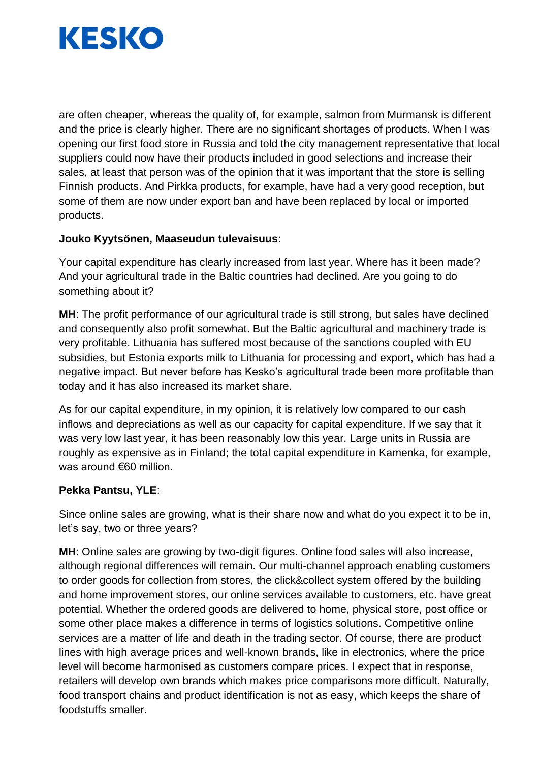are often cheaper, whereas the quality of, for example, salmon from Murmansk is different and the price is clearly higher. There are no significant shortages of products. When I was opening our first food store in Russia and told the city management representative that local suppliers could now have their products included in good selections and increase their sales, at least that person was of the opinion that it was important that the store is selling Finnish products. And Pirkka products, for example, have had a very good reception, but some of them are now under export ban and have been replaced by local or imported products.

**Jouko Kyytsönen, Maaseudun tulevaisuus**:

Your capital expenditure has clearly increased from last year. Where has it been made? And your agricultural trade in the Baltic countries had declined. Are you going to do something about it?

**MH**: The profit performance of our agricultural trade is still strong, but sales have declined and consequently also profit somewhat. But the Baltic agricultural and machinery trade is very profitable. Lithuania has suffered most because of the sanctions coupled with EU subsidies, but Estonia exports milk to Lithuania for processing and export, which has had a negative impact. But never before has Kesko's agricultural trade been more profitable than today and it has also increased its market share.

As for our capital expenditure, in my opinion, it is relatively low compared to our cash inflows and depreciations as well as our capacity for capital expenditure. If we say that it was very low last year, it has been reasonably low this year. Large units in Russia are roughly as expensive as in Finland; the total capital expenditure in Kamenka, for example, was around €60 million.

**Pekka Pantsu, YLE**:

Since online sales are growing, what is their share now and what do you expect it to be in, let's say, two or three years?

**MH**: Online sales are growing by two-digit figures. Online food sales will also increase, although regional differences will remain. Our multi-channel approach enabling customers to order goods for collection from stores, the click&collect system offered by the building and home improvement stores, our online services available to customers, etc. have great potential. Whether the ordered goods are delivered to home, physical store, post office or some other place makes a difference in terms of logistics solutions. Competitive online services are a matter of life and death in the trading sector. Of course, there are product lines with high average prices and well-known brands, like in electronics, where the price level will become harmonised as customers compare prices. I expect that in response, retailers will develop own brands which makes price comparisons more difficult. Naturally, food transport chains and product identification is not as easy, which keeps the share of foodstuffs smaller.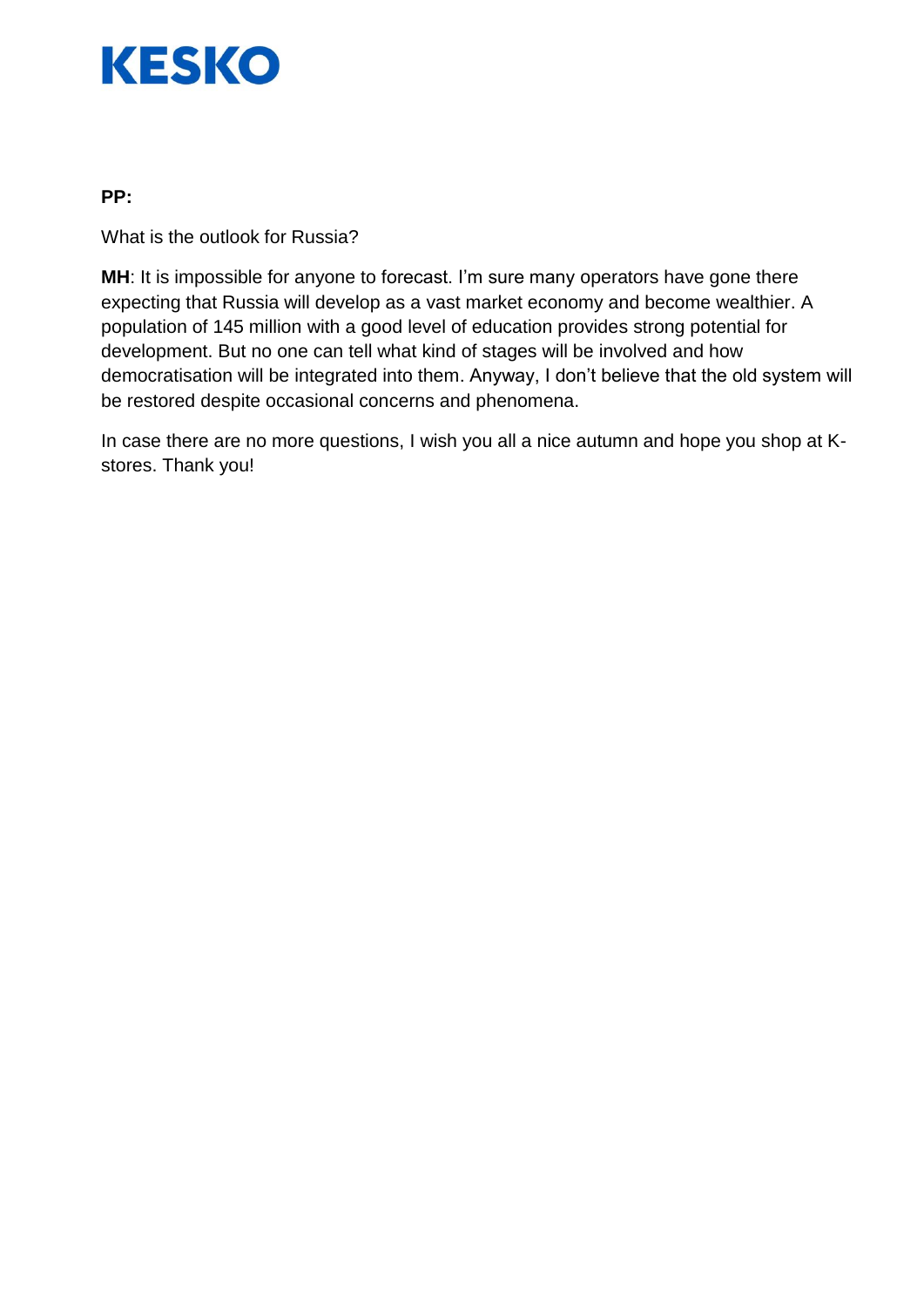**PP:**

What is the outlook for Russia?

**MH**: It is impossible for anyone to forecast. I'm sure many operators have gone there expecting that Russia will develop as a vast market economy and become wealthier. A population of 145 million with a good level of education provides strong potential for development. But no one can tell what kind of stages will be involved and how democratisation will be integrated into them. Anyway, I don't believe that the old system will be restored despite occasional concerns and phenomena.

In case there are no more questions, I wish you all a nice autumn and hope you shop at K-stores. Thank you!